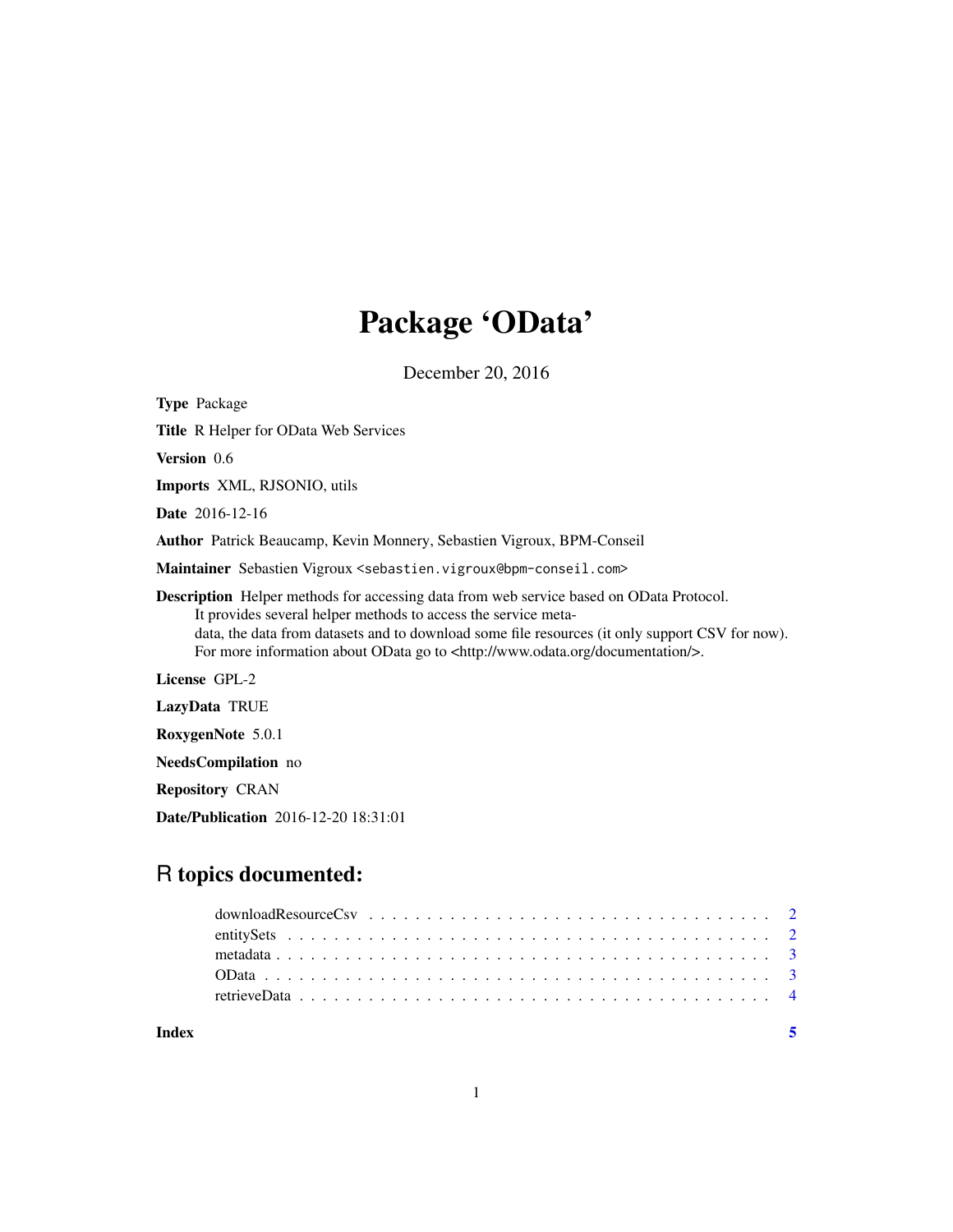# Package 'OData'

December 20, 2016

**Type** Package

**Title** R Helper for OData Web Services

**Version** 0.6

**Imports** XML, RJSONIO, utils

**Date** 2016-12-16

**Author** Patrick Beaucamp, Kevin Monnery, Sebastien Vigroux, BPM-Conseil

**Maintainer** Sebastien Vigroux <sebastien.vigroux@bpm-conseil.com>

**Description** Helper methods for accessing data from web service based on OData Protocol. It provides several helper methods to access the service metadata, the data from datasets and to download some file resources (it only support CSV for now). For more information about OData go to <http://www.odata.org/documentation/>.

**License** GPL-2

**LazyData** TRUE

**RoxygenNote** 5.0.1

**NeedsCompilation** no

**Repository** CRAN

**Date/Publication** 2016-12-20 18:31:01

## R topics documented:

- downloadResourceCsv . . . . . . . . . . . . . . . . . . . . . . . . . . . . . . . . . 2
- entitySets . . . . . . . . . . . . . . . . . . . . . . . . . . . . . . . . . . . . . . . 2
- metadata . . . . . . . . . . . . . . . . . . . . . . . . . . . . . . . . . . . . . . . . 3
- OData . . . . . . . . . . . . . . . . . . . . . . . . . . . . . . . . . . . . . . . . . . 3
- retrieveData . . . . . . . . . . . . . . . . . . . . . . . . . . . . . . . . . . . . . . 4

**Index** **5**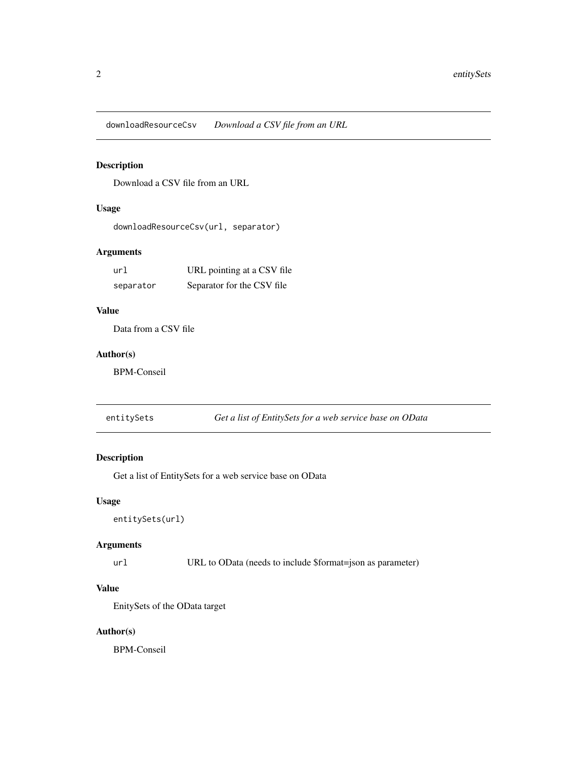## downloadResourceCsv *Download a CSV file from an URL*

### Description

Download a CSV file from an URL

### Usage

```
downloadResourceCsv(url, separator)
```

### Arguments

| | |
|---|---|
| `url` | URL pointing at a CSV file |
| `separator` | Separator for the CSV file |

### Value

Data from a CSV file

### Author(s)

BPM-Conseil

## entitySets *Get a list of EntitySets for a web service base on OData*

### Description

Get a list of EntitySets for a web service base on OData

### Usage

```
entitySets(url)
```

### Arguments

| | |
|---|---|
| `url` | URL to OData (needs to include $format=json as parameter) |

### Value

EnitySets of the OData target

### Author(s)

BPM-Conseil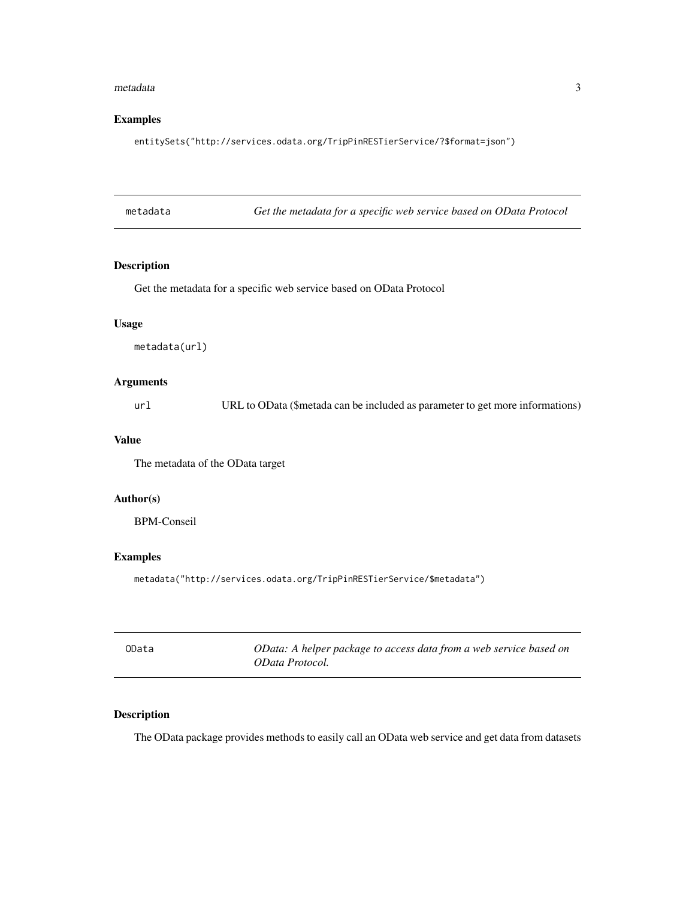## Examples

```
entitySets("http://services.odata.org/TripPinRESTierService/?$format=json")
```

---

## metadata — *Get the metadata for a specific web service based on OData Protocol*

### Description

Get the metadata for a specific web service based on OData Protocol

### Usage

```
metadata(url)
```

### Arguments

| | |
|---|---|
| `url` | URL to OData ($metada can be included as parameter to get more informations) |

### Value

The metadata of the OData target

### Author(s)

BPM-Conseil

### Examples

```
metadata("http://services.odata.org/TripPinRESTierService/$metadata")
```

---

## OData — *OData: A helper package to access data from a web service based on OData Protocol.*

### Description

The OData package provides methods to easily call an OData web service and get data from datasets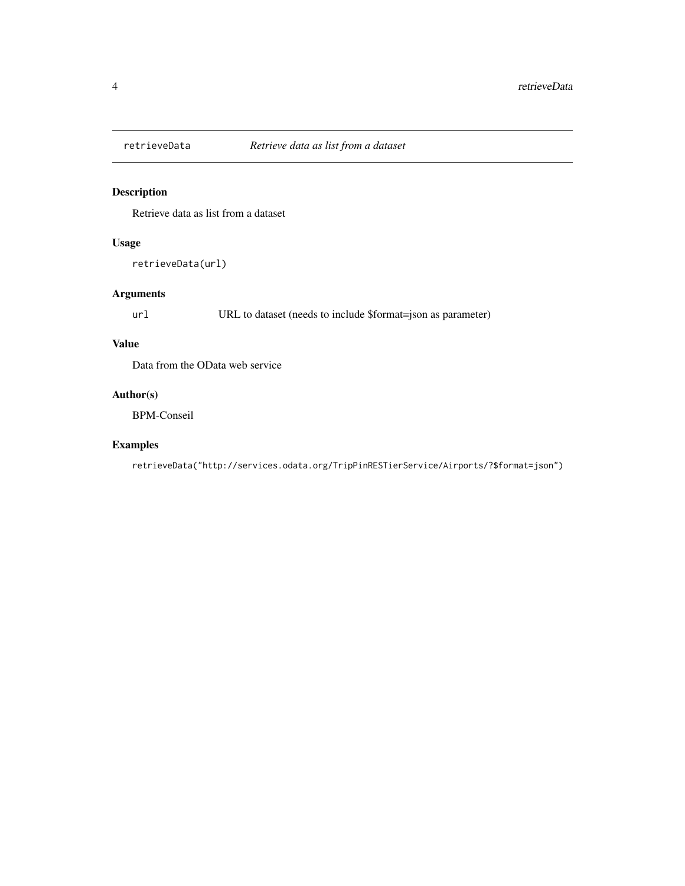# retrieveData — *Retrieve data as list from a dataset*

## Description

Retrieve data as list from a dataset

## Usage

```
retrieveData(url)
```

## Arguments

| | |
|---|---|
| `url` | URL to dataset (needs to include $format=json as parameter) |

## Value

Data from the OData web service

## Author(s)

BPM-Conseil

## Examples

```
retrieveData("http://services.odata.org/TripPinRESTierService/Airports/?$format=json")
```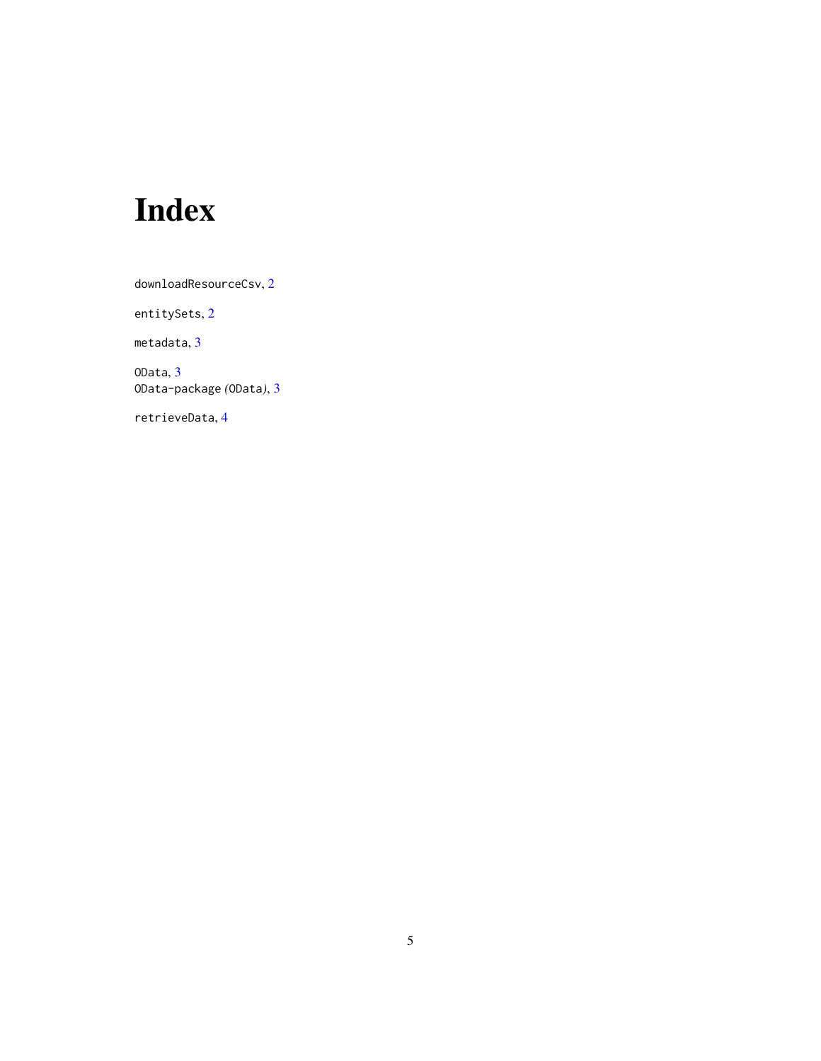# Index

downloadResourceCsv, 2

entitySets, 2

metadata, 3

OData, 3
OData-package (OData), 3

retrieveData, 4